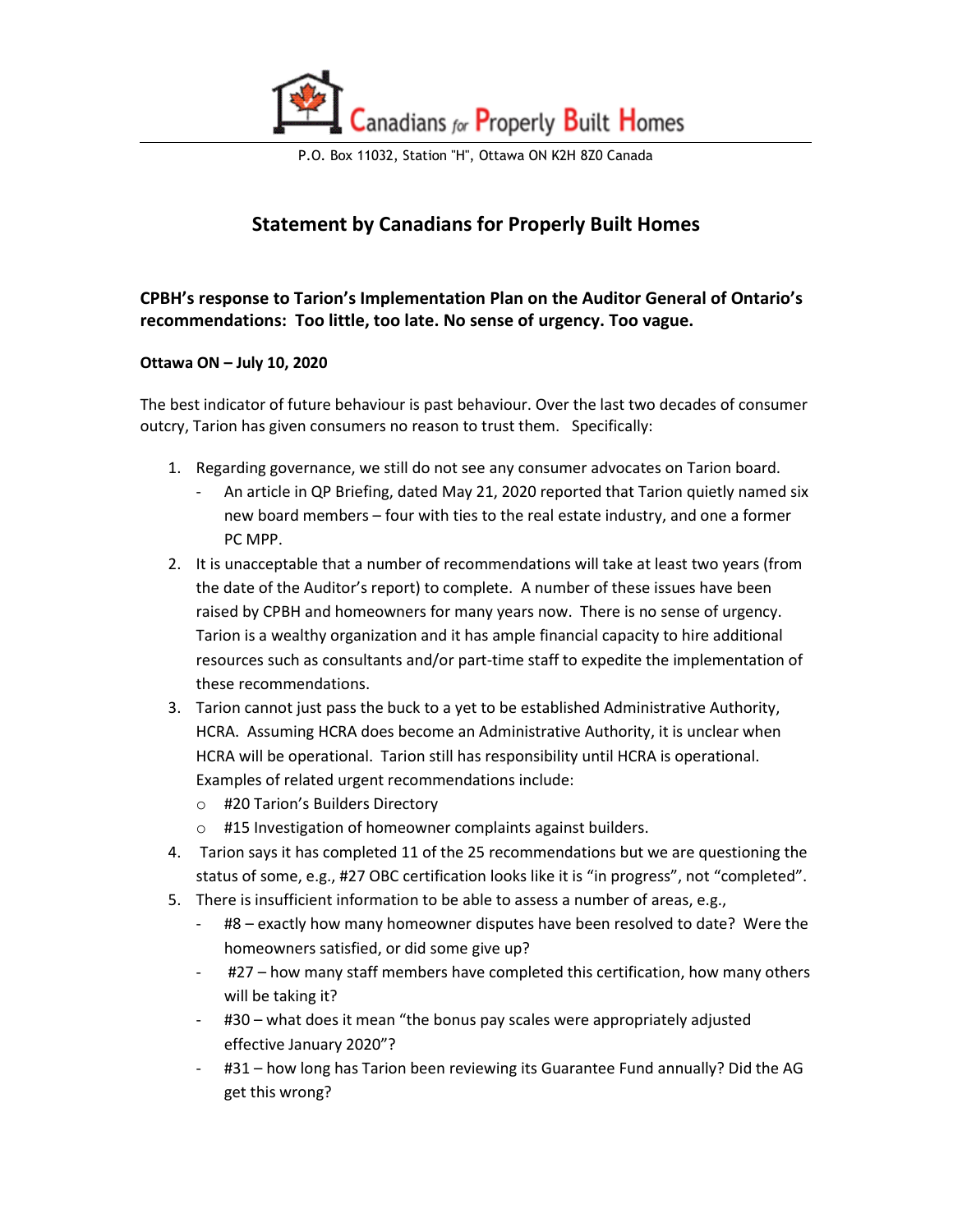Canadians for Properly Built Homes

P.O. Box 11032, Station "H", Ottawa ON K2H 8Z0 Canada

# Statement by Canadians for Properly Built Homes

## CPBH's response to Tarion's Implementation Plan on the Auditor General of Ontario's recommendations: Too little, too late. No sense of urgency. Too vague.

**Ottawa ON – July 10, 2020**

The best indicator of future behaviour is past behaviour. Over the last two decades of consumer outcry, Tarion has given consumers no reason to trust them. Specifically:

1. Regarding governance, we still do not see any consumer advocates on Tarion board.
   - An article in QP Briefing, dated May 21, 2020 reported that Tarion quietly named six new board members – four with ties to the real estate industry, and one a former PC MPP.
2. It is unacceptable that a number of recommendations will take at least two years (from the date of the Auditor's report) to complete. A number of these issues have been raised by CPBH and homeowners for many years now. There is no sense of urgency. Tarion is a wealthy organization and it has ample financial capacity to hire additional resources such as consultants and/or part-time staff to expedite the implementation of these recommendations.
3. Tarion cannot just pass the buck to a yet to be established Administrative Authority, HCRA. Assuming HCRA does become an Administrative Authority, it is unclear when HCRA will be operational. Tarion still has responsibility until HCRA is operational. Examples of related urgent recommendations include:
   - #20 Tarion's Builders Directory
   - #15 Investigation of homeowner complaints against builders.
4. Tarion says it has completed 11 of the 25 recommendations but we are questioning the status of some, e.g., #27 OBC certification looks like it is "in progress", not "completed".
5. There is insufficient information to be able to assess a number of areas, e.g.,
   - #8 – exactly how many homeowner disputes have been resolved to date? Were the homeowners satisfied, or did some give up?
   - #27 – how many staff members have completed this certification, how many others will be taking it?
   - #30 – what does it mean "the bonus pay scales were appropriately adjusted effective January 2020"?
   - #31 – how long has Tarion been reviewing its Guarantee Fund annually? Did the AG get this wrong?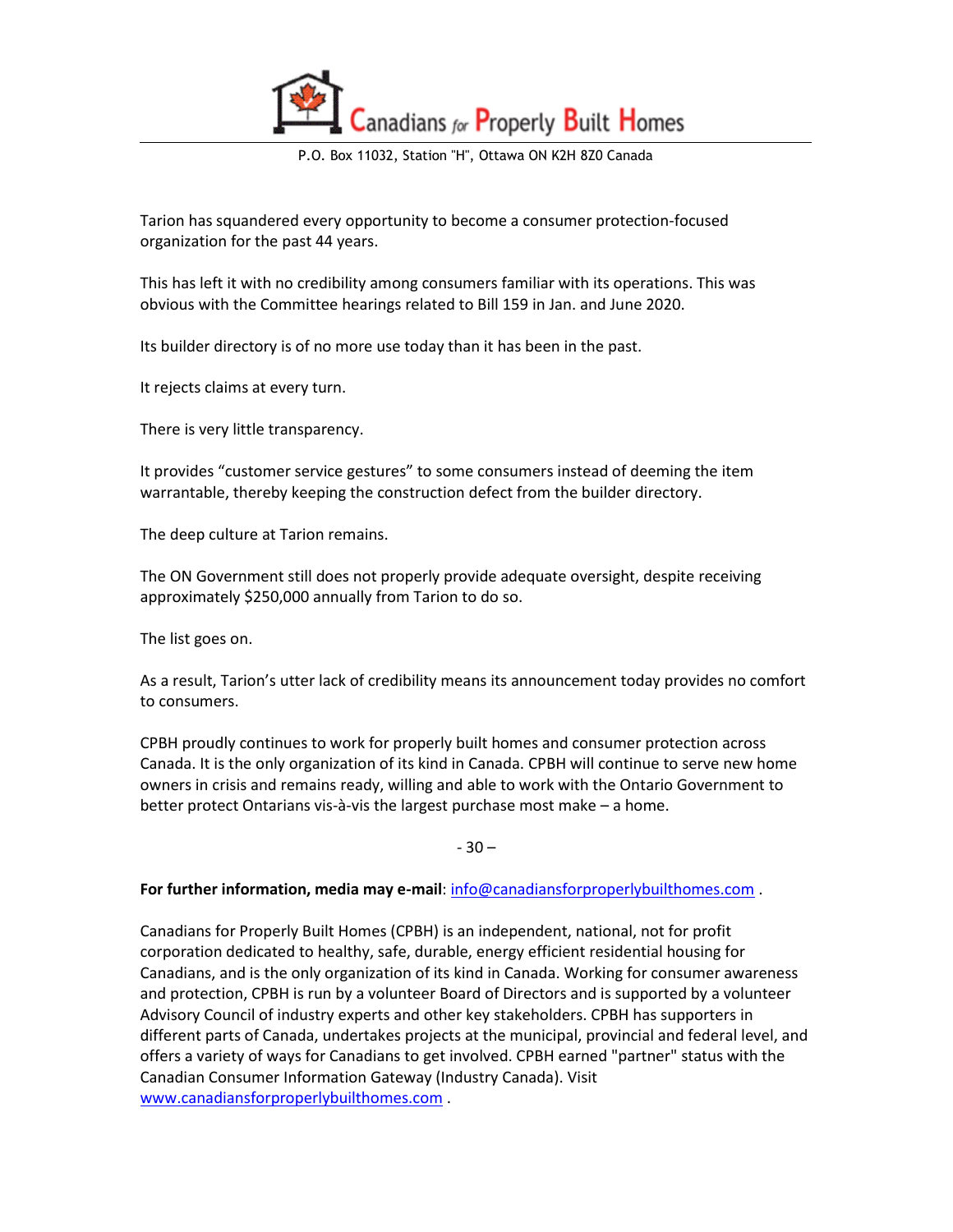Tarion has squandered every opportunity to become a consumer protection-focused organization for the past 44 years.

This has left it with no credibility among consumers familiar with its operations. This was obvious with the Committee hearings related to Bill 159 in Jan. and June 2020.

Its builder directory is of no more use today than it has been in the past.

It rejects claims at every turn.

There is very little transparency.

It provides "customer service gestures" to some consumers instead of deeming the item warrantable, thereby keeping the construction defect from the builder directory.

The deep culture at Tarion remains.

The ON Government still does not properly provide adequate oversight, despite receiving approximately $250,000 annually from Tarion to do so.

The list goes on.

As a result, Tarion's utter lack of credibility means its announcement today provides no comfort to consumers.

CPBH proudly continues to work for properly built homes and consumer protection across Canada. It is the only organization of its kind in Canada. CPBH will continue to serve new home owners in crisis and remains ready, willing and able to work with the Ontario Government to better protect Ontarians vis-à-vis the largest purchase most make – a home.

- 30 –

**For further information, media may e-mail**: info@canadiansforproperlybuilthomes.com .

Canadians for Properly Built Homes (CPBH) is an independent, national, not for profit corporation dedicated to healthy, safe, durable, energy efficient residential housing for Canadians, and is the only organization of its kind in Canada. Working for consumer awareness and protection, CPBH is run by a volunteer Board of Directors and is supported by a volunteer Advisory Council of industry experts and other key stakeholders. CPBH has supporters in different parts of Canada, undertakes projects at the municipal, provincial and federal level, and offers a variety of ways for Canadians to get involved. CPBH earned "partner" status with the Canadian Consumer Information Gateway (Industry Canada). Visit www.canadiansforproperlybuilthomes.com .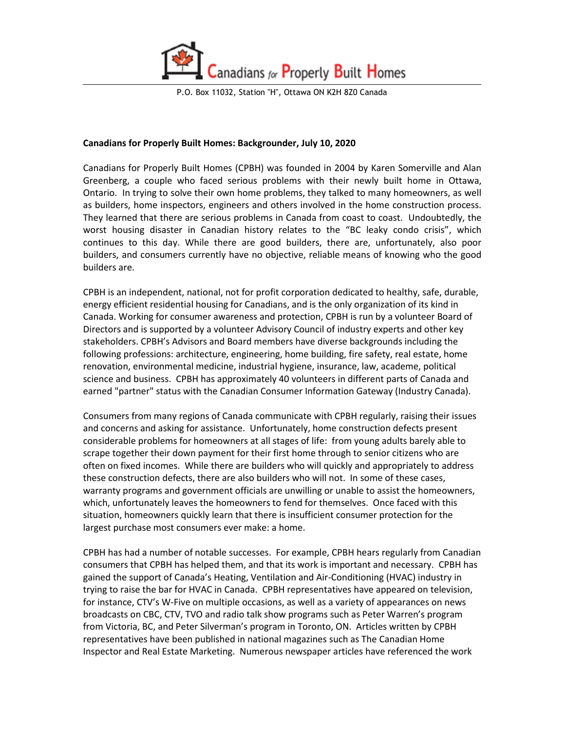Canadians for Properly Built Homes

P.O. Box 11032, Station "H", Ottawa ON K2H 8Z0 Canada

**Canadians for Properly Built Homes: Backgrounder, July 10, 2020**

Canadians for Properly Built Homes (CPBH) was founded in 2004 by Karen Somerville and Alan Greenberg, a couple who faced serious problems with their newly built home in Ottawa, Ontario. In trying to solve their own home problems, they talked to many homeowners, as well as builders, home inspectors, engineers and others involved in the home construction process. They learned that there are serious problems in Canada from coast to coast. Undoubtedly, the worst housing disaster in Canadian history relates to the "BC leaky condo crisis", which continues to this day. While there are good builders, there are, unfortunately, also poor builders, and consumers currently have no objective, reliable means of knowing who the good builders are.

CPBH is an independent, national, not for profit corporation dedicated to healthy, safe, durable, energy efficient residential housing for Canadians, and is the only organization of its kind in Canada. Working for consumer awareness and protection, CPBH is run by a volunteer Board of Directors and is supported by a volunteer Advisory Council of industry experts and other key stakeholders. CPBH's Advisors and Board members have diverse backgrounds including the following professions: architecture, engineering, home building, fire safety, real estate, home renovation, environmental medicine, industrial hygiene, insurance, law, academe, political science and business. CPBH has approximately 40 volunteers in different parts of Canada and earned "partner" status with the Canadian Consumer Information Gateway (Industry Canada).

Consumers from many regions of Canada communicate with CPBH regularly, raising their issues and concerns and asking for assistance. Unfortunately, home construction defects present considerable problems for homeowners at all stages of life: from young adults barely able to scrape together their down payment for their first home through to senior citizens who are often on fixed incomes. While there are builders who will quickly and appropriately to address these construction defects, there are also builders who will not. In some of these cases, warranty programs and government officials are unwilling or unable to assist the homeowners, which, unfortunately leaves the homeowners to fend for themselves. Once faced with this situation, homeowners quickly learn that there is insufficient consumer protection for the largest purchase most consumers ever make: a home.

CPBH has had a number of notable successes. For example, CPBH hears regularly from Canadian consumers that CPBH has helped them, and that its work is important and necessary. CPBH has gained the support of Canada's Heating, Ventilation and Air-Conditioning (HVAC) industry in trying to raise the bar for HVAC in Canada. CPBH representatives have appeared on television, for instance, CTV's W-Five on multiple occasions, as well as a variety of appearances on news broadcasts on CBC, CTV, TVO and radio talk show programs such as Peter Warren's program from Victoria, BC, and Peter Silverman's program in Toronto, ON. Articles written by CPBH representatives have been published in national magazines such as The Canadian Home Inspector and Real Estate Marketing. Numerous newspaper articles have referenced the work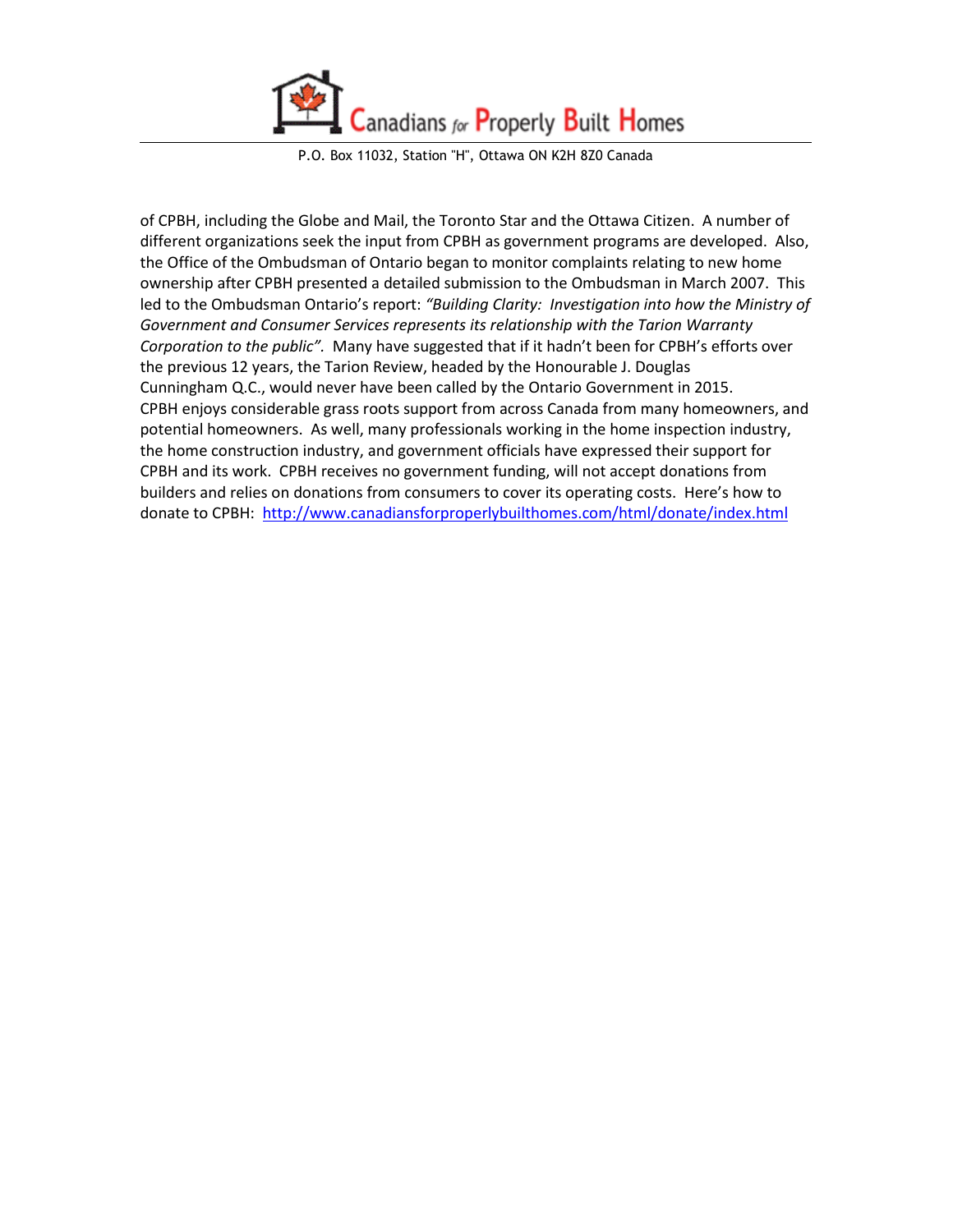of CPBH, including the Globe and Mail, the Toronto Star and the Ottawa Citizen. A number of different organizations seek the input from CPBH as government programs are developed. Also, the Office of the Ombudsman of Ontario began to monitor complaints relating to new home ownership after CPBH presented a detailed submission to the Ombudsman in March 2007. This led to the Ombudsman Ontario's report: *"Building Clarity: Investigation into how the Ministry of Government and Consumer Services represents its relationship with the Tarion Warranty Corporation to the public".* Many have suggested that if it hadn't been for CPBH's efforts over the previous 12 years, the Tarion Review, headed by the Honourable J. Douglas Cunningham Q.C., would never have been called by the Ontario Government in 2015.

CPBH enjoys considerable grass roots support from across Canada from many homeowners, and potential homeowners. As well, many professionals working in the home inspection industry, the home construction industry, and government officials have expressed their support for CPBH and its work. CPBH receives no government funding, will not accept donations from builders and relies on donations from consumers to cover its operating costs. Here's how to donate to CPBH: http://www.canadiansforproperlybuilthomes.com/html/donate/index.html